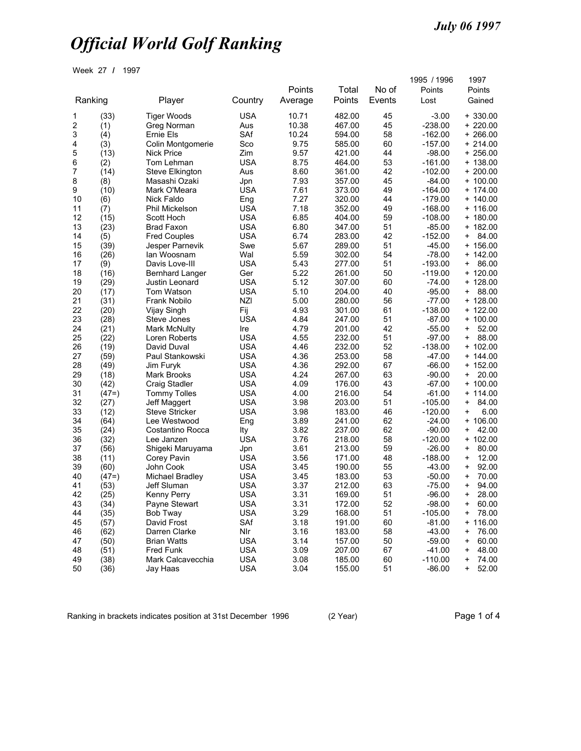*July 06 1997*

# *Official World Golf Ranking*

Week 27 / 1997

| Ranking | | Player | Country | Points Average | Total Points | No of Events | 1995 / 1996 Points Lost | 1997 Points Gained |
|---|---|---|---|---|---|---|---|---|
| 1 | (33) | Tiger Woods | USA | 10.71 | 482.00 | 45 | -3.00 | + 330.00 |
| 2 | (1) | Greg Norman | Aus | 10.38 | 467.00 | 45 | -238.00 | + 220.00 |
| 3 | (4) | Ernie Els | SAf | 10.24 | 594.00 | 58 | -162.00 | + 266.00 |
| 4 | (3) | Colin Montgomerie | Sco | 9.75 | 585.00 | 60 | -157.00 | + 214.00 |
| 5 | (13) | Nick Price | Zim | 9.57 | 421.00 | 44 | -98.00 | + 256.00 |
| 6 | (2) | Tom Lehman | USA | 8.75 | 464.00 | 53 | -161.00 | + 138.00 |
| 7 | (14) | Steve Elkington | Aus | 8.60 | 361.00 | 42 | -102.00 | + 200.00 |
| 8 | (8) | Masashi Ozaki | Jpn | 7.93 | 357.00 | 45 | -84.00 | + 100.00 |
| 9 | (10) | Mark O'Meara | USA | 7.61 | 373.00 | 49 | -164.00 | + 174.00 |
| 10 | (6) | Nick Faldo | Eng | 7.27 | 320.00 | 44 | -179.00 | + 140.00 |
| 11 | (7) | Phil Mickelson | USA | 7.18 | 352.00 | 49 | -168.00 | + 116.00 |
| 12 | (15) | Scott Hoch | USA | 6.85 | 404.00 | 59 | -108.00 | + 180.00 |
| 13 | (23) | Brad Faxon | USA | 6.80 | 347.00 | 51 | -85.00 | + 182.00 |
| 14 | (5) | Fred Couples | USA | 6.74 | 283.00 | 42 | -152.00 | + 84.00 |
| 15 | (39) | Jesper Parnevik | Swe | 5.67 | 289.00 | 51 | -45.00 | + 156.00 |
| 16 | (26) | Ian Woosnam | Wal | 5.59 | 302.00 | 54 | -78.00 | + 142.00 |
| 17 | (9) | Davis Love-III | USA | 5.43 | 277.00 | 51 | -193.00 | + 86.00 |
| 18 | (16) | Bernhard Langer | Ger | 5.22 | 261.00 | 50 | -119.00 | + 120.00 |
| 19 | (29) | Justin Leonard | USA | 5.12 | 307.00 | 60 | -74.00 | + 128.00 |
| 20 | (17) | Tom Watson | USA | 5.10 | 204.00 | 40 | -95.00 | + 88.00 |
| 21 | (31) | Frank Nobilo | NZl | 5.00 | 280.00 | 56 | -77.00 | + 128.00 |
| 22 | (20) | Vijay Singh | Fij | 4.93 | 301.00 | 61 | -138.00 | + 122.00 |
| 23 | (28) | Steve Jones | USA | 4.84 | 247.00 | 51 | -87.00 | + 100.00 |
| 24 | (21) | Mark McNulty | Ire | 4.79 | 201.00 | 42 | -55.00 | + 52.00 |
| 25 | (22) | Loren Roberts | USA | 4.55 | 232.00 | 51 | -97.00 | + 88.00 |
| 26 | (19) | David Duval | USA | 4.46 | 232.00 | 52 | -138.00 | + 102.00 |
| 27 | (59) | Paul Stankowski | USA | 4.36 | 253.00 | 58 | -47.00 | + 144.00 |
| 28 | (49) | Jim Furyk | USA | 4.36 | 292.00 | 67 | -66.00 | + 152.00 |
| 29 | (18) | Mark Brooks | USA | 4.24 | 267.00 | 63 | -90.00 | + 20.00 |
| 30 | (42) | Craig Stadler | USA | 4.09 | 176.00 | 43 | -67.00 | + 100.00 |
| 31 | (47=) | Tommy Tolles | USA | 4.00 | 216.00 | 54 | -61.00 | + 114.00 |
| 32 | (27) | Jeff Maggert | USA | 3.98 | 203.00 | 51 | -105.00 | + 84.00 |
| 33 | (12) | Steve Stricker | USA | 3.98 | 183.00 | 46 | -120.00 | + 6.00 |
| 34 | (64) | Lee Westwood | Eng | 3.89 | 241.00 | 62 | -24.00 | + 106.00 |
| 35 | (24) | Costantino Rocca | Ity | 3.82 | 237.00 | 62 | -90.00 | + 42.00 |
| 36 | (32) | Lee Janzen | USA | 3.76 | 218.00 | 58 | -120.00 | + 102.00 |
| 37 | (56) | Shigeki Maruyama | Jpn | 3.61 | 213.00 | 59 | -26.00 | + 80.00 |
| 38 | (11) | Corey Pavin | USA | 3.56 | 171.00 | 48 | -188.00 | + 12.00 |
| 39 | (60) | John Cook | USA | 3.45 | 190.00 | 55 | -43.00 | + 92.00 |
| 40 | (47=) | Michael Bradley | USA | 3.45 | 183.00 | 53 | -50.00 | + 70.00 |
| 41 | (53) | Jeff Sluman | USA | 3.37 | 212.00 | 63 | -75.00 | + 94.00 |
| 42 | (25) | Kenny Perry | USA | 3.31 | 169.00 | 51 | -96.00 | + 28.00 |
| 43 | (34) | Payne Stewart | USA | 3.31 | 172.00 | 52 | -98.00 | + 60.00 |
| 44 | (35) | Bob Tway | USA | 3.29 | 168.00 | 51 | -105.00 | + 78.00 |
| 45 | (57) | David Frost | SAf | 3.18 | 191.00 | 60 | -81.00 | + 116.00 |
| 46 | (62) | Darren Clarke | NIr | 3.16 | 183.00 | 58 | -43.00 | + 76.00 |
| 47 | (50) | Brian Watts | USA | 3.14 | 157.00 | 50 | -59.00 | + 60.00 |
| 48 | (51) | Fred Funk | USA | 3.09 | 207.00 | 67 | -41.00 | + 48.00 |
| 49 | (38) | Mark Calcavecchia | USA | 3.08 | 185.00 | 60 | -110.00 | + 74.00 |
| 50 | (36) | Jay Haas | USA | 3.04 | 155.00 | 51 | -86.00 | + 52.00 |

Ranking in brackets indicates position at 31st December 1996 (2 Year)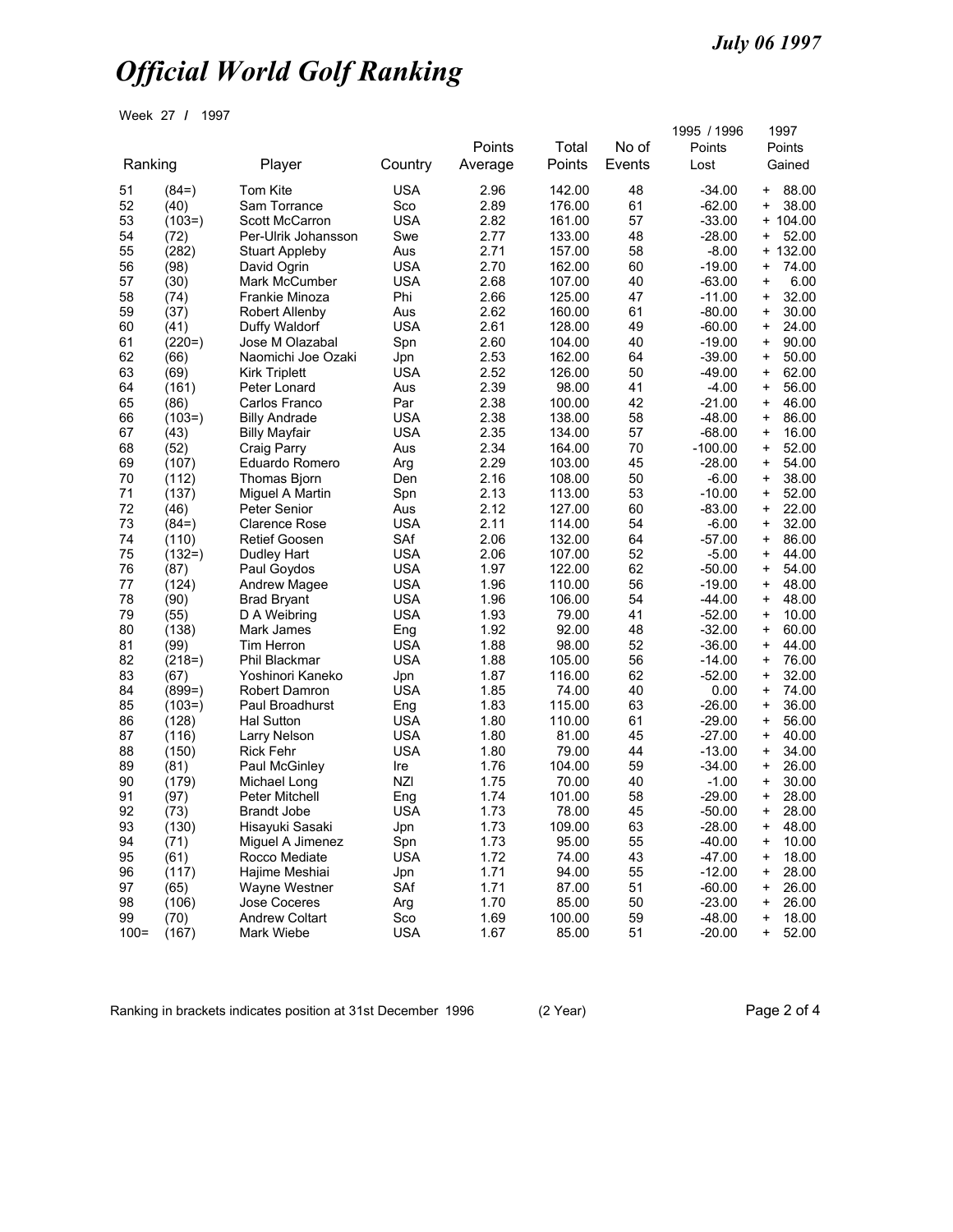*July 06 1997*

# *Official World Golf Ranking*

Week 27 / 1997

| Ranking | | Player | Country | Points Average | Total Points | No of Events | 1995 / 1996 Points Lost | 1997 Points Gained |
|---|---|---|---|---|---|---|---|---|
| 51 | (84=) | Tom Kite | USA | 2.96 | 142.00 | 48 | -34.00 | + 88.00 |
| 52 | (40) | Sam Torrance | Sco | 2.89 | 176.00 | 61 | -62.00 | + 38.00 |
| 53 | (103=) | Scott McCarron | USA | 2.82 | 161.00 | 57 | -33.00 | + 104.00 |
| 54 | (72) | Per-Ulrik Johansson | Swe | 2.77 | 133.00 | 48 | -28.00 | + 52.00 |
| 55 | (282) | Stuart Appleby | Aus | 2.71 | 157.00 | 58 | -8.00 | + 132.00 |
| 56 | (98) | David Ogrin | USA | 2.70 | 162.00 | 60 | -19.00 | + 74.00 |
| 57 | (30) | Mark McCumber | USA | 2.68 | 107.00 | 40 | -63.00 | + 6.00 |
| 58 | (74) | Frankie Minoza | Phi | 2.66 | 125.00 | 47 | -11.00 | + 32.00 |
| 59 | (37) | Robert Allenby | Aus | 2.62 | 160.00 | 61 | -80.00 | + 30.00 |
| 60 | (41) | Duffy Waldorf | USA | 2.61 | 128.00 | 49 | -60.00 | + 24.00 |
| 61 | (220=) | Jose M Olazabal | Spn | 2.60 | 104.00 | 40 | -19.00 | + 90.00 |
| 62 | (66) | Naomichi Joe Ozaki | Jpn | 2.53 | 162.00 | 64 | -39.00 | + 50.00 |
| 63 | (69) | Kirk Triplett | USA | 2.52 | 126.00 | 50 | -49.00 | + 62.00 |
| 64 | (161) | Peter Lonard | Aus | 2.39 | 98.00 | 41 | -4.00 | + 56.00 |
| 65 | (86) | Carlos Franco | Par | 2.38 | 100.00 | 42 | -21.00 | + 46.00 |
| 66 | (103=) | Billy Andrade | USA | 2.38 | 138.00 | 58 | -48.00 | + 86.00 |
| 67 | (43) | Billy Mayfair | USA | 2.35 | 134.00 | 57 | -68.00 | + 16.00 |
| 68 | (52) | Craig Parry | Aus | 2.34 | 164.00 | 70 | -100.00 | + 52.00 |
| 69 | (107) | Eduardo Romero | Arg | 2.29 | 103.00 | 45 | -28.00 | + 54.00 |
| 70 | (112) | Thomas Bjorn | Den | 2.16 | 108.00 | 50 | -6.00 | + 38.00 |
| 71 | (137) | Miguel A Martin | Spn | 2.13 | 113.00 | 53 | -10.00 | + 52.00 |
| 72 | (46) | Peter Senior | Aus | 2.12 | 127.00 | 60 | -83.00 | + 22.00 |
| 73 | (84=) | Clarence Rose | USA | 2.11 | 114.00 | 54 | -6.00 | + 32.00 |
| 74 | (110) | Retief Goosen | SAf | 2.06 | 132.00 | 64 | -57.00 | + 86.00 |
| 75 | (132=) | Dudley Hart | USA | 2.06 | 107.00 | 52 | -5.00 | + 44.00 |
| 76 | (87) | Paul Goydos | USA | 1.97 | 122.00 | 62 | -50.00 | + 54.00 |
| 77 | (124) | Andrew Magee | USA | 1.96 | 110.00 | 56 | -19.00 | + 48.00 |
| 78 | (90) | Brad Bryant | USA | 1.96 | 106.00 | 54 | -44.00 | + 48.00 |
| 79 | (55) | D A Weibring | USA | 1.93 | 79.00 | 41 | -52.00 | + 10.00 |
| 80 | (138) | Mark James | Eng | 1.92 | 92.00 | 48 | -32.00 | + 60.00 |
| 81 | (99) | Tim Herron | USA | 1.88 | 98.00 | 52 | -36.00 | + 44.00 |
| 82 | (218=) | Phil Blackmar | USA | 1.88 | 105.00 | 56 | -14.00 | + 76.00 |
| 83 | (67) | Yoshinori Kaneko | Jpn | 1.87 | 116.00 | 62 | -52.00 | + 32.00 |
| 84 | (899=) | Robert Damron | USA | 1.85 | 74.00 | 40 | 0.00 | + 74.00 |
| 85 | (103=) | Paul Broadhurst | Eng | 1.83 | 115.00 | 63 | -26.00 | + 36.00 |
| 86 | (128) | Hal Sutton | USA | 1.80 | 110.00 | 61 | -29.00 | + 56.00 |
| 87 | (116) | Larry Nelson | USA | 1.80 | 81.00 | 45 | -27.00 | + 40.00 |
| 88 | (150) | Rick Fehr | USA | 1.80 | 79.00 | 44 | -13.00 | + 34.00 |
| 89 | (81) | Paul McGinley | Ire | 1.76 | 104.00 | 59 | -34.00 | + 26.00 |
| 90 | (179) | Michael Long | NZl | 1.75 | 70.00 | 40 | -1.00 | + 30.00 |
| 91 | (97) | Peter Mitchell | Eng | 1.74 | 101.00 | 58 | -29.00 | + 28.00 |
| 92 | (73) | Brandt Jobe | USA | 1.73 | 78.00 | 45 | -50.00 | + 28.00 |
| 93 | (130) | Hisayuki Sasaki | Jpn | 1.73 | 109.00 | 63 | -28.00 | + 48.00 |
| 94 | (71) | Miguel A Jimenez | Spn | 1.73 | 95.00 | 55 | -40.00 | + 10.00 |
| 95 | (61) | Rocco Mediate | USA | 1.72 | 74.00 | 43 | -47.00 | + 18.00 |
| 96 | (117) | Hajime Meshiai | Jpn | 1.71 | 94.00 | 55 | -12.00 | + 28.00 |
| 97 | (65) | Wayne Westner | SAf | 1.71 | 87.00 | 51 | -60.00 | + 26.00 |
| 98 | (106) | Jose Coceres | Arg | 1.70 | 85.00 | 50 | -23.00 | + 26.00 |
| 99 | (70) | Andrew Coltart | Sco | 1.69 | 100.00 | 59 | -48.00 | + 18.00 |
| 100= | (167) | Mark Wiebe | USA | 1.67 | 85.00 | 51 | -20.00 | + 52.00 |

Ranking in brackets indicates position at 31st December 1996 (2 Year)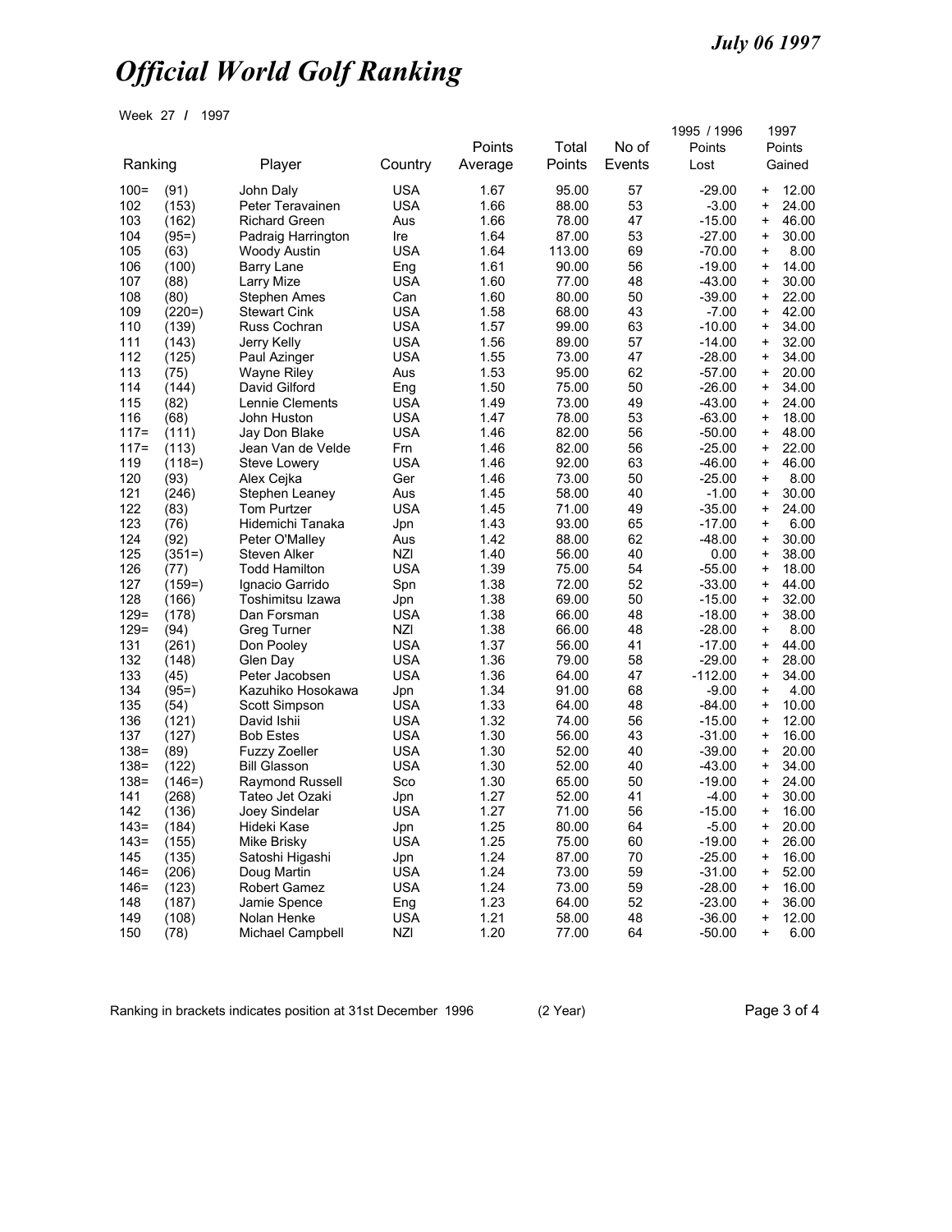July 06 1997

# Official World Golf Ranking

Week 27 / 1997

| Ranking | | Player | Country | Points Average | Total Points | No of Events | 1995 / 1996 Points Lost | 1997 Points Gained |
|---|---|---|---|---|---|---|---|---|
| 100= | (91) | John Daly | USA | 1.67 | 95.00 | 57 | -29.00 | + 12.00 |
| 102 | (153) | Peter Teravainen | USA | 1.66 | 88.00 | 53 | -3.00 | + 24.00 |
| 103 | (162) | Richard Green | Aus | 1.66 | 78.00 | 47 | -15.00 | + 46.00 |
| 104 | (95=) | Padraig Harrington | Ire | 1.64 | 87.00 | 53 | -27.00 | + 30.00 |
| 105 | (63) | Woody Austin | USA | 1.64 | 113.00 | 69 | -70.00 | + 8.00 |
| 106 | (100) | Barry Lane | Eng | 1.61 | 90.00 | 56 | -19.00 | + 14.00 |
| 107 | (88) | Larry Mize | USA | 1.60 | 77.00 | 48 | -43.00 | + 30.00 |
| 108 | (80) | Stephen Ames | Can | 1.60 | 80.00 | 50 | -39.00 | + 22.00 |
| 109 | (220=) | Stewart Cink | USA | 1.58 | 68.00 | 43 | -7.00 | + 42.00 |
| 110 | (139) | Russ Cochran | USA | 1.57 | 99.00 | 63 | -10.00 | + 34.00 |
| 111 | (143) | Jerry Kelly | USA | 1.56 | 89.00 | 57 | -14.00 | + 32.00 |
| 112 | (125) | Paul Azinger | USA | 1.55 | 73.00 | 47 | -28.00 | + 34.00 |
| 113 | (75) | Wayne Riley | Aus | 1.53 | 95.00 | 62 | -57.00 | + 20.00 |
| 114 | (144) | David Gilford | Eng | 1.50 | 75.00 | 50 | -26.00 | + 34.00 |
| 115 | (82) | Lennie Clements | USA | 1.49 | 73.00 | 49 | -43.00 | + 24.00 |
| 116 | (68) | John Huston | USA | 1.47 | 78.00 | 53 | -63.00 | + 18.00 |
| 117= | (111) | Jay Don Blake | USA | 1.46 | 82.00 | 56 | -50.00 | + 48.00 |
| 117= | (113) | Jean Van de Velde | Frn | 1.46 | 82.00 | 56 | -25.00 | + 22.00 |
| 119 | (118=) | Steve Lowery | USA | 1.46 | 92.00 | 63 | -46.00 | + 46.00 |
| 120 | (93) | Alex Cejka | Ger | 1.46 | 73.00 | 50 | -25.00 | + 8.00 |
| 121 | (246) | Stephen Leaney | Aus | 1.45 | 58.00 | 40 | -1.00 | + 30.00 |
| 122 | (83) | Tom Purtzer | USA | 1.45 | 71.00 | 49 | -35.00 | + 24.00 |
| 123 | (76) | Hidemichi Tanaka | Jpn | 1.43 | 93.00 | 65 | -17.00 | + 6.00 |
| 124 | (92) | Peter O'Malley | Aus | 1.42 | 88.00 | 62 | -48.00 | + 30.00 |
| 125 | (351=) | Steven Alker | NZl | 1.40 | 56.00 | 40 | 0.00 | + 38.00 |
| 126 | (77) | Todd Hamilton | USA | 1.39 | 75.00 | 54 | -55.00 | + 18.00 |
| 127 | (159=) | Ignacio Garrido | Spn | 1.38 | 72.00 | 52 | -33.00 | + 44.00 |
| 128 | (166) | Toshimitsu Izawa | Jpn | 1.38 | 69.00 | 50 | -15.00 | + 32.00 |
| 129= | (178) | Dan Forsman | USA | 1.38 | 66.00 | 48 | -18.00 | + 38.00 |
| 129= | (94) | Greg Turner | NZl | 1.38 | 66.00 | 48 | -28.00 | + 8.00 |
| 131 | (261) | Don Pooley | USA | 1.37 | 56.00 | 41 | -17.00 | + 44.00 |
| 132 | (148) | Glen Day | USA | 1.36 | 79.00 | 58 | -29.00 | + 28.00 |
| 133 | (45) | Peter Jacobsen | USA | 1.36 | 64.00 | 47 | -112.00 | + 34.00 |
| 134 | (95=) | Kazuhiko Hosokawa | Jpn | 1.34 | 91.00 | 68 | -9.00 | + 4.00 |
| 135 | (54) | Scott Simpson | USA | 1.33 | 64.00 | 48 | -84.00 | + 10.00 |
| 136 | (121) | David Ishii | USA | 1.32 | 74.00 | 56 | -15.00 | + 12.00 |
| 137 | (127) | Bob Estes | USA | 1.30 | 56.00 | 43 | -31.00 | + 16.00 |
| 138= | (89) | Fuzzy Zoeller | USA | 1.30 | 52.00 | 40 | -39.00 | + 20.00 |
| 138= | (122) | Bill Glasson | USA | 1.30 | 52.00 | 40 | -43.00 | + 34.00 |
| 138= | (146=) | Raymond Russell | Sco | 1.30 | 65.00 | 50 | -19.00 | + 24.00 |
| 141 | (268) | Tateo Jet Ozaki | Jpn | 1.27 | 52.00 | 41 | -4.00 | + 30.00 |
| 142 | (136) | Joey Sindelar | USA | 1.27 | 71.00 | 56 | -15.00 | + 16.00 |
| 143= | (184) | Hideki Kase | Jpn | 1.25 | 80.00 | 64 | -5.00 | + 20.00 |
| 143= | (155) | Mike Brisky | USA | 1.25 | 75.00 | 60 | -19.00 | + 26.00 |
| 145 | (135) | Satoshi Higashi | Jpn | 1.24 | 87.00 | 70 | -25.00 | + 16.00 |
| 146= | (206) | Doug Martin | USA | 1.24 | 73.00 | 59 | -31.00 | + 52.00 |
| 146= | (123) | Robert Gamez | USA | 1.24 | 73.00 | 59 | -28.00 | + 16.00 |
| 148 | (187) | Jamie Spence | Eng | 1.23 | 64.00 | 52 | -23.00 | + 36.00 |
| 149 | (108) | Nolan Henke | USA | 1.21 | 58.00 | 48 | -36.00 | + 12.00 |
| 150 | (78) | Michael Campbell | NZl | 1.20 | 77.00 | 64 | -50.00 | + 6.00 |

Ranking in brackets indicates position at 31st December 1996 (2 Year)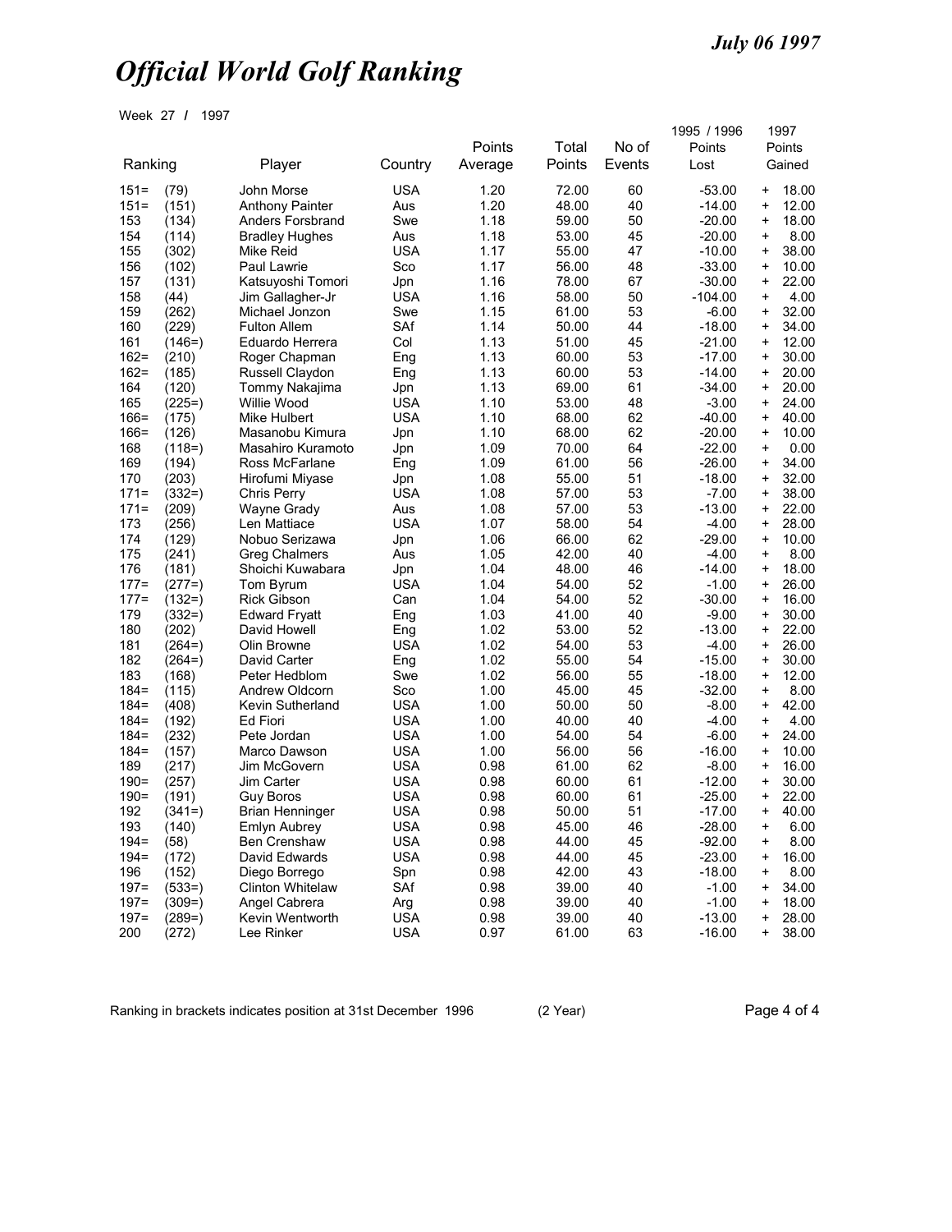July 06 1997

# Official World Golf Ranking

Week 27 / 1997

| Ranking | | Player | Country | Points Average | Total Points | No of Events | 1995 / 1996 Points Lost | 1997 Points Gained |
|---|---|---|---|---|---|---|---|---|
| 151= | (79) | John Morse | USA | 1.20 | 72.00 | 60 | -53.00 | + 18.00 |
| 151= | (151) | Anthony Painter | Aus | 1.20 | 48.00 | 40 | -14.00 | + 12.00 |
| 153 | (134) | Anders Forsbrand | Swe | 1.18 | 59.00 | 50 | -20.00 | + 18.00 |
| 154 | (114) | Bradley Hughes | Aus | 1.18 | 53.00 | 45 | -20.00 | + 8.00 |
| 155 | (302) | Mike Reid | USA | 1.17 | 55.00 | 47 | -10.00 | + 38.00 |
| 156 | (102) | Paul Lawrie | Sco | 1.17 | 56.00 | 48 | -33.00 | + 10.00 |
| 157 | (131) | Katsuyoshi Tomori | Jpn | 1.16 | 78.00 | 67 | -30.00 | + 22.00 |
| 158 | (44) | Jim Gallagher-Jr | USA | 1.16 | 58.00 | 50 | -104.00 | + 4.00 |
| 159 | (262) | Michael Jonzon | Swe | 1.15 | 61.00 | 53 | -6.00 | + 32.00 |
| 160 | (229) | Fulton Allem | SAf | 1.14 | 50.00 | 44 | -18.00 | + 34.00 |
| 161 | (146=) | Eduardo Herrera | Col | 1.13 | 51.00 | 45 | -21.00 | + 12.00 |
| 162= | (210) | Roger Chapman | Eng | 1.13 | 60.00 | 53 | -17.00 | + 30.00 |
| 162= | (185) | Russell Claydon | Eng | 1.13 | 60.00 | 53 | -14.00 | + 20.00 |
| 164 | (120) | Tommy Nakajima | Jpn | 1.13 | 69.00 | 61 | -34.00 | + 20.00 |
| 165 | (225=) | Willie Wood | USA | 1.10 | 53.00 | 48 | -3.00 | + 24.00 |
| 166= | (175) | Mike Hulbert | USA | 1.10 | 68.00 | 62 | -40.00 | + 40.00 |
| 166= | (126) | Masanobu Kimura | Jpn | 1.10 | 68.00 | 62 | -20.00 | + 10.00 |
| 168 | (118=) | Masahiro Kuramoto | Jpn | 1.09 | 70.00 | 64 | -22.00 | + 0.00 |
| 169 | (194) | Ross McFarlane | Eng | 1.09 | 61.00 | 56 | -26.00 | + 34.00 |
| 170 | (203) | Hirofumi Miyase | Jpn | 1.08 | 55.00 | 51 | -18.00 | + 32.00 |
| 171= | (332=) | Chris Perry | USA | 1.08 | 57.00 | 53 | -7.00 | + 38.00 |
| 171= | (209) | Wayne Grady | Aus | 1.08 | 57.00 | 53 | -13.00 | + 22.00 |
| 173 | (256) | Len Mattiace | USA | 1.07 | 58.00 | 54 | -4.00 | + 28.00 |
| 174 | (129) | Nobuo Serizawa | Jpn | 1.06 | 66.00 | 62 | -29.00 | + 10.00 |
| 175 | (241) | Greg Chalmers | Aus | 1.05 | 42.00 | 40 | -4.00 | + 8.00 |
| 176 | (181) | Shoichi Kuwabara | Jpn | 1.04 | 48.00 | 46 | -14.00 | + 18.00 |
| 177= | (277=) | Tom Byrum | USA | 1.04 | 54.00 | 52 | -1.00 | + 26.00 |
| 177= | (132=) | Rick Gibson | Can | 1.04 | 54.00 | 52 | -30.00 | + 16.00 |
| 179 | (332=) | Edward Fryatt | Eng | 1.03 | 41.00 | 40 | -9.00 | + 30.00 |
| 180 | (202) | David Howell | Eng | 1.02 | 53.00 | 52 | -13.00 | + 22.00 |
| 181 | (264=) | Olin Browne | USA | 1.02 | 54.00 | 53 | -4.00 | + 26.00 |
| 182 | (264=) | David Carter | Eng | 1.02 | 55.00 | 54 | -15.00 | + 30.00 |
| 183 | (168) | Peter Hedblom | Swe | 1.02 | 56.00 | 55 | -18.00 | + 12.00 |
| 184= | (115) | Andrew Oldcorn | Sco | 1.00 | 45.00 | 45 | -32.00 | + 8.00 |
| 184= | (408) | Kevin Sutherland | USA | 1.00 | 50.00 | 50 | -8.00 | + 42.00 |
| 184= | (192) | Ed Fiori | USA | 1.00 | 40.00 | 40 | -4.00 | + 4.00 |
| 184= | (232) | Pete Jordan | USA | 1.00 | 54.00 | 54 | -6.00 | + 24.00 |
| 184= | (157) | Marco Dawson | USA | 1.00 | 56.00 | 56 | -16.00 | + 10.00 |
| 189 | (217) | Jim McGovern | USA | 0.98 | 61.00 | 62 | -8.00 | + 16.00 |
| 190= | (257) | Jim Carter | USA | 0.98 | 60.00 | 61 | -12.00 | + 30.00 |
| 190= | (191) | Guy Boros | USA | 0.98 | 60.00 | 61 | -25.00 | + 22.00 |
| 192 | (341=) | Brian Henninger | USA | 0.98 | 50.00 | 51 | -17.00 | + 40.00 |
| 193 | (140) | Emlyn Aubrey | USA | 0.98 | 45.00 | 46 | -28.00 | + 6.00 |
| 194= | (58) | Ben Crenshaw | USA | 0.98 | 44.00 | 45 | -92.00 | + 8.00 |
| 194= | (172) | David Edwards | USA | 0.98 | 44.00 | 45 | -23.00 | + 16.00 |
| 196 | (152) | Diego Borrego | Spn | 0.98 | 42.00 | 43 | -18.00 | + 8.00 |
| 197= | (533=) | Clinton Whitelaw | SAf | 0.98 | 39.00 | 40 | -1.00 | + 34.00 |
| 197= | (309=) | Angel Cabrera | Arg | 0.98 | 39.00 | 40 | -1.00 | + 18.00 |
| 197= | (289=) | Kevin Wentworth | USA | 0.98 | 39.00 | 40 | -13.00 | + 28.00 |
| 200 | (272) | Lee Rinker | USA | 0.97 | 61.00 | 63 | -16.00 | + 38.00 |

Ranking in brackets indicates position at 31st December 1996 (2 Year)